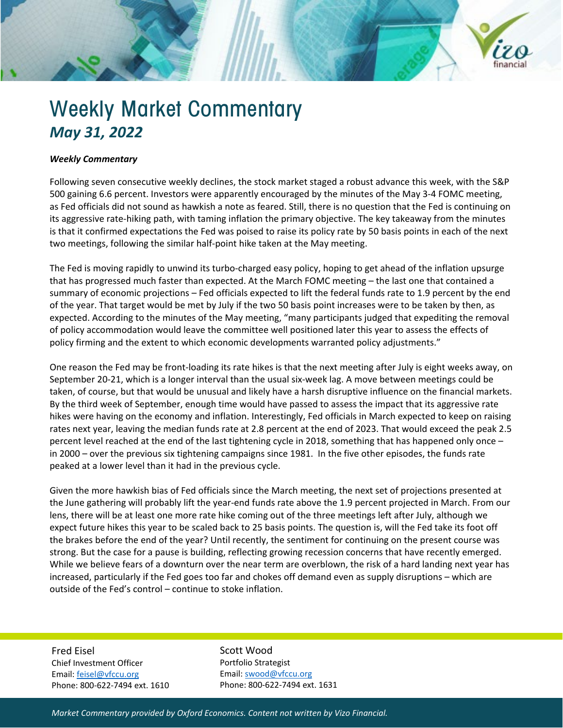# Weekly Market Commentary

## *May 31, 2022*

***Weekly Commentary***

Following seven consecutive weekly declines, the stock market staged a robust advance this week, with the S&P 500 gaining 6.6 percent. Investors were apparently encouraged by the minutes of the May 3-4 FOMC meeting, as Fed officials did not sound as hawkish a note as feared. Still, there is no question that the Fed is continuing on its aggressive rate-hiking path, with taming inflation the primary objective. The key takeaway from the minutes is that it confirmed expectations the Fed was poised to raise its policy rate by 50 basis points in each of the next two meetings, following the similar half-point hike taken at the May meeting.

The Fed is moving rapidly to unwind its turbo-charged easy policy, hoping to get ahead of the inflation upsurge that has progressed much faster than expected. At the March FOMC meeting – the last one that contained a summary of economic projections – Fed officials expected to lift the federal funds rate to 1.9 percent by the end of the year. That target would be met by July if the two 50 basis point increases were to be taken by then, as expected. According to the minutes of the May meeting, "many participants judged that expediting the removal of policy accommodation would leave the committee well positioned later this year to assess the effects of policy firming and the extent to which economic developments warranted policy adjustments."

One reason the Fed may be front-loading its rate hikes is that the next meeting after July is eight weeks away, on September 20-21, which is a longer interval than the usual six-week lag. A move between meetings could be taken, of course, but that would be unusual and likely have a harsh disruptive influence on the financial markets. By the third week of September, enough time would have passed to assess the impact that its aggressive rate hikes were having on the economy and inflation. Interestingly, Fed officials in March expected to keep on raising rates next year, leaving the median funds rate at 2.8 percent at the end of 2023. That would exceed the peak 2.5 percent level reached at the end of the last tightening cycle in 2018, something that has happened only once – in 2000 – over the previous six tightening campaigns since 1981. In the five other episodes, the funds rate peaked at a lower level than it had in the previous cycle.

Given the more hawkish bias of Fed officials since the March meeting, the next set of projections presented at the June gathering will probably lift the year-end funds rate above the 1.9 percent projected in March. From our lens, there will be at least one more rate hike coming out of the three meetings left after July, although we expect future hikes this year to be scaled back to 25 basis points. The question is, will the Fed take its foot off the brakes before the end of the year? Until recently, the sentiment for continuing on the present course was strong. But the case for a pause is building, reflecting growing recession concerns that have recently emerged. While we believe fears of a downturn over the near term are overblown, the risk of a hard landing next year has increased, particularly if the Fed goes too far and chokes off demand even as supply disruptions – which are outside of the Fed's control – continue to stoke inflation.

Fred Eisel
Chief Investment Officer
Email: feisel@vfccu.org
Phone: 800-622-7494 ext. 1610

Scott Wood
Portfolio Strategist
Email: swood@vfccu.org
Phone: 800-622-7494 ext. 1631

*Market Commentary provided by Oxford Economics. Content not written by Vizo Financial.*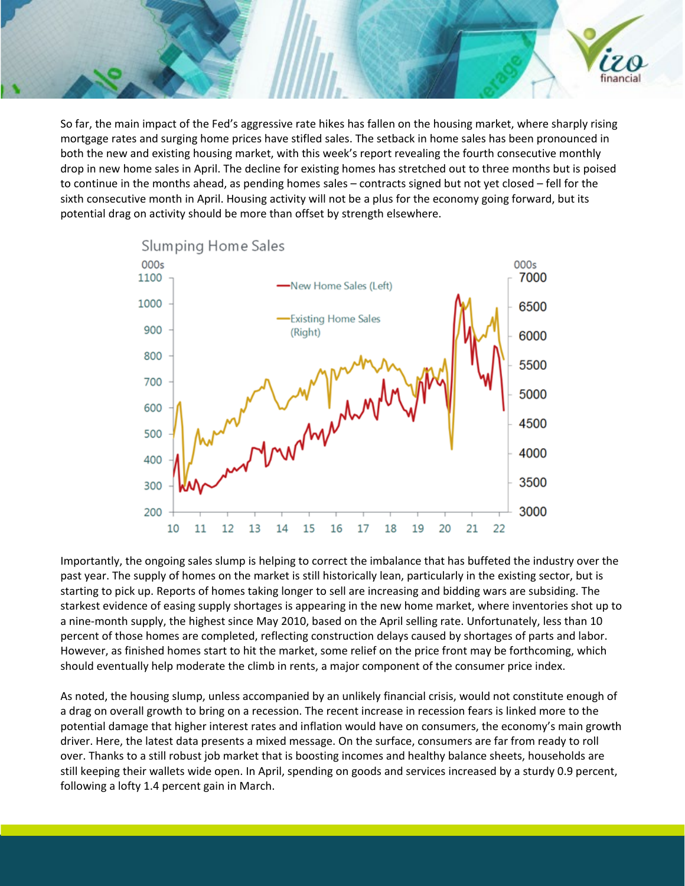So far, the main impact of the Fed's aggressive rate hikes has fallen on the housing market, where sharply rising mortgage rates and surging home prices have stifled sales. The setback in home sales has been pronounced in both the new and existing housing market, with this week's report revealing the fourth consecutive monthly drop in new home sales in April. The decline for existing homes has stretched out to three months but is poised to continue in the months ahead, as pending homes sales – contracts signed but not yet closed – fell for the sixth consecutive month in April. Housing activity will not be a plus for the economy going forward, but its potential drag on activity should be more than offset by strength elsewhere.

Slumping Home Sales

Importantly, the ongoing sales slump is helping to correct the imbalance that has buffeted the industry over the past year. The supply of homes on the market is still historically lean, particularly in the existing sector, but is starting to pick up. Reports of homes taking longer to sell are increasing and bidding wars are subsiding. The starkest evidence of easing supply shortages is appearing in the new home market, where inventories shot up to a nine-month supply, the highest since May 2010, based on the April selling rate. Unfortunately, less than 10 percent of those homes are completed, reflecting construction delays caused by shortages of parts and labor. However, as finished homes start to hit the market, some relief on the price front may be forthcoming, which should eventually help moderate the climb in rents, a major component of the consumer price index.

As noted, the housing slump, unless accompanied by an unlikely financial crisis, would not constitute enough of a drag on overall growth to bring on a recession. The recent increase in recession fears is linked more to the potential damage that higher interest rates and inflation would have on consumers, the economy's main growth driver. Here, the latest data presents a mixed message. On the surface, consumers are far from ready to roll over. Thanks to a still robust job market that is boosting incomes and healthy balance sheets, households are still keeping their wallets wide open. In April, spending on goods and services increased by a sturdy 0.9 percent, following a lofty 1.4 percent gain in March.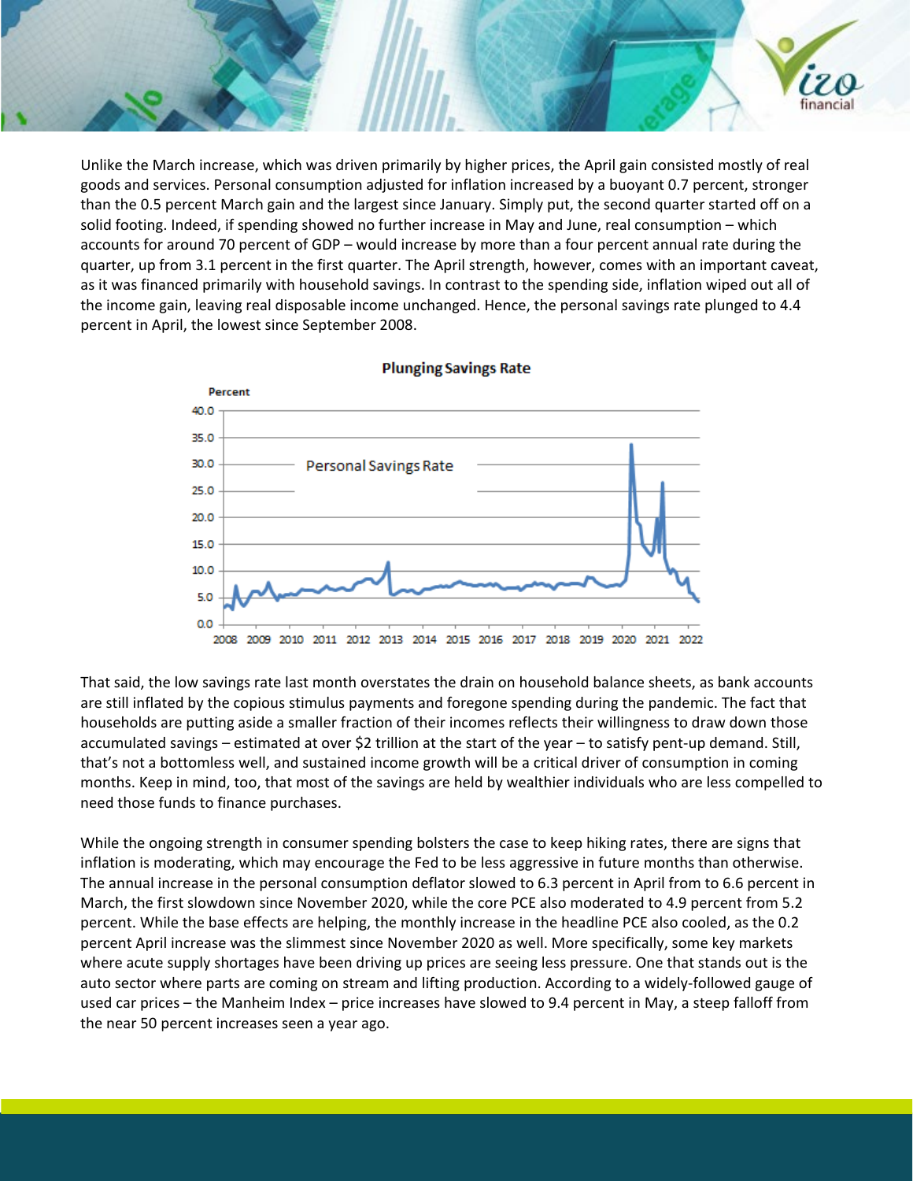Unlike the March increase, which was driven primarily by higher prices, the April gain consisted mostly of real goods and services. Personal consumption adjusted for inflation increased by a buoyant 0.7 percent, stronger than the 0.5 percent March gain and the largest since January. Simply put, the second quarter started off on a solid footing. Indeed, if spending showed no further increase in May and June, real consumption – which accounts for around 70 percent of GDP – would increase by more than a four percent annual rate during the quarter, up from 3.1 percent in the first quarter. The April strength, however, comes with an important caveat, as it was financed primarily with household savings. In contrast to the spending side, inflation wiped out all of the income gain, leaving real disposable income unchanged. Hence, the personal savings rate plunged to 4.4 percent in April, the lowest since September 2008.

**Plunging Savings Rate**

That said, the low savings rate last month overstates the drain on household balance sheets, as bank accounts are still inflated by the copious stimulus payments and foregone spending during the pandemic. The fact that households are putting aside a smaller fraction of their incomes reflects their willingness to draw down those accumulated savings – estimated at over $2 trillion at the start of the year – to satisfy pent-up demand. Still, that's not a bottomless well, and sustained income growth will be a critical driver of consumption in coming months. Keep in mind, too, that most of the savings are held by wealthier individuals who are less compelled to need those funds to finance purchases.

While the ongoing strength in consumer spending bolsters the case to keep hiking rates, there are signs that inflation is moderating, which may encourage the Fed to be less aggressive in future months than otherwise. The annual increase in the personal consumption deflator slowed to 6.3 percent in April from to 6.6 percent in March, the first slowdown since November 2020, while the core PCE also moderated to 4.9 percent from 5.2 percent. While the base effects are helping, the monthly increase in the headline PCE also cooled, as the 0.2 percent April increase was the slimmest since November 2020 as well. More specifically, some key markets where acute supply shortages have been driving up prices are seeing less pressure. One that stands out is the auto sector where parts are coming on stream and lifting production. According to a widely-followed gauge of used car prices – the Manheim Index – price increases have slowed to 9.4 percent in May, a steep falloff from the near 50 percent increases seen a year ago.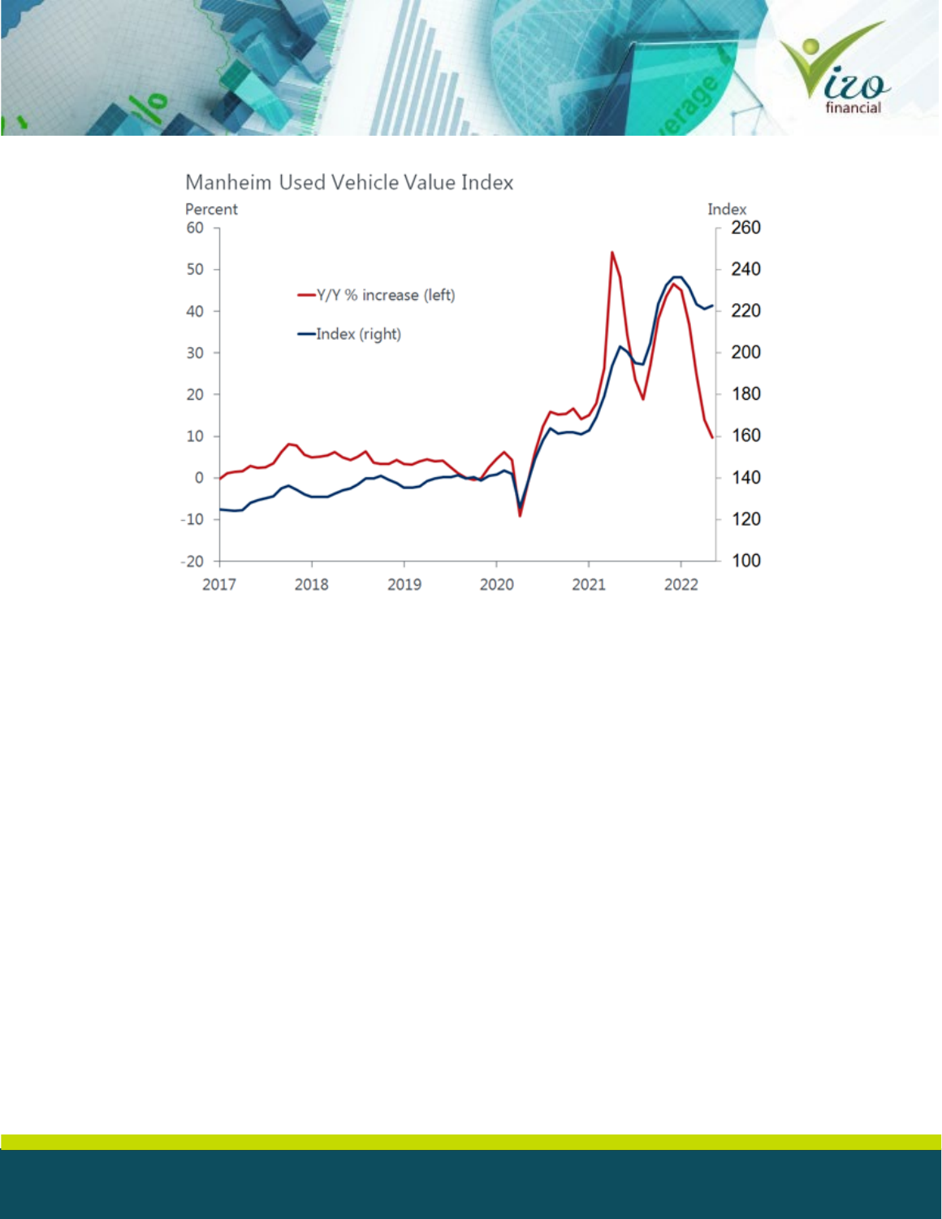Manheim Used Vehicle Value Index

Percent

Index

60
50
40
30
20
10
0
-10
-20

260
240
220
200
180
160
140
120
100

Y/Y % increase (left)

Index (right)

2017
2018
2019
2020
2021
2022